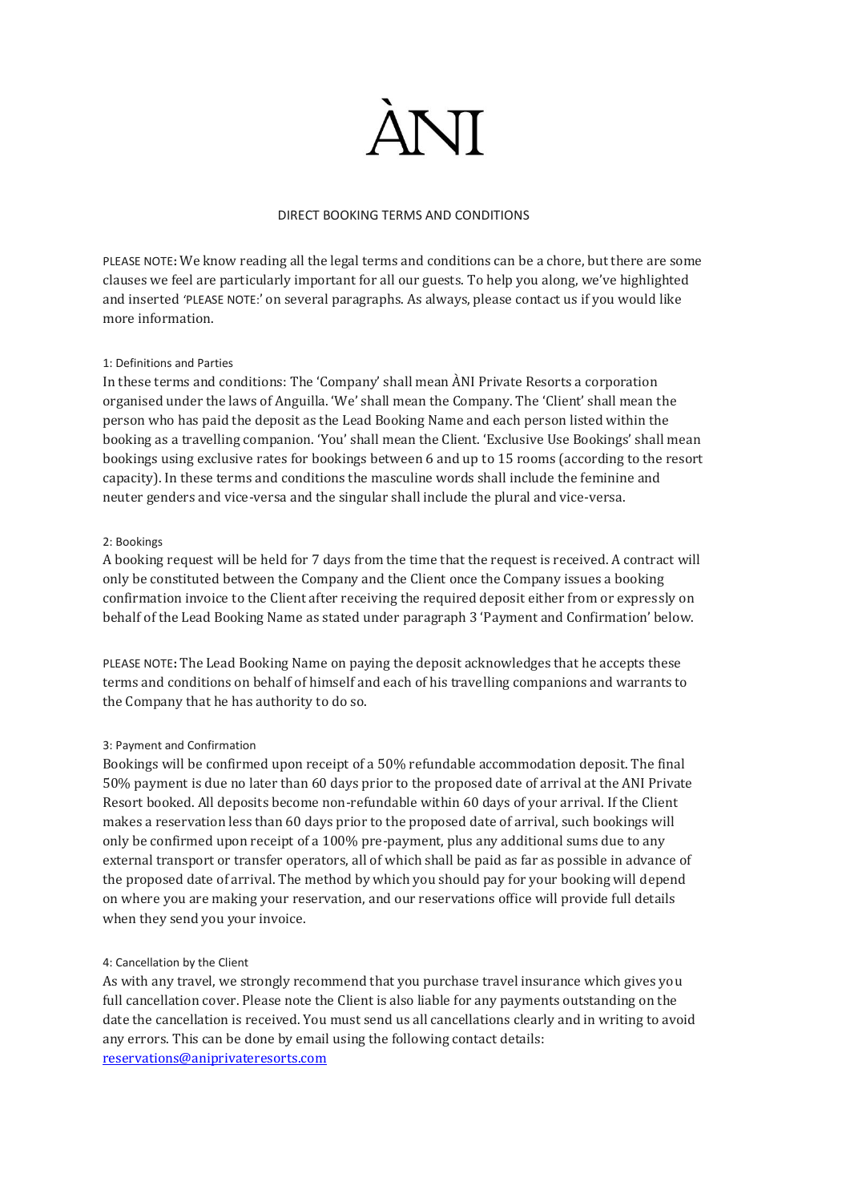# ÀNI

## DIRECT BOOKING TERMS AND CONDITIONS

PLEASE NOTE: We know reading all the legal terms and conditions can be a chore, but there are some clauses we feel are particularly important for all our guests. To help you along, we've highlighted and inserted 'PLEASE NOTE:' on several paragraphs. As always, please contact us if you would like more information.

### 1: Definitions and Parties

In these terms and conditions: The 'Company' shall mean ÀNI Private Resorts a corporation organised under the laws of Anguilla. 'We' shall mean the Company. The 'Client' shall mean the person who has paid the deposit as the Lead Booking Name and each person listed within the booking as a travelling companion. 'You' shall mean the Client. 'Exclusive Use Bookings' shall mean bookings using exclusive rates for bookings between 6 and up to 15 rooms (according to the resort capacity). In these terms and conditions the masculine words shall include the feminine and neuter genders and vice-versa and the singular shall include the plural and vice-versa.

### 2: Bookings

A booking request will be held for 7 days from the time that the request is received. A contract will only be constituted between the Company and the Client once the Company issues a booking confirmation invoice to the Client after receiving the required deposit either from or expressly on behalf of the Lead Booking Name as stated under paragraph 3 'Payment and Confirmation' below.

PLEASE NOTE: The Lead Booking Name on paying the deposit acknowledges that he accepts these terms and conditions on behalf of himself and each of his travelling companions and warrants to the Company that he has authority to do so.

### 3: Payment and Confirmation

Bookings will be confirmed upon receipt of a 50% refundable accommodation deposit. The final 50% payment is due no later than 60 days prior to the proposed date of arrival at the ANI Private Resort booked. All deposits become non-refundable within 60 days of your arrival. If the Client makes a reservation less than 60 days prior to the proposed date of arrival, such bookings will only be confirmed upon receipt of a 100% pre-payment, plus any additional sums due to any external transport or transfer operators, all of which shall be paid as far as possible in advance of the proposed date of arrival. The method by which you should pay for your booking will depend on where you are making your reservation, and our reservations office will provide full details when they send you your invoice.

### 4: Cancellation by the Client

As with any travel, we strongly recommend that you purchase travel insurance which gives you full cancellation cover. Please note the Client is also liable for any payments outstanding on the date the cancellation is received. You must send us all cancellations clearly and in writing to avoid any errors. This can be done by email using the following contact details: [reservations@aniprivateresorts.com](mailto:reservations@aniprivateresorts.com)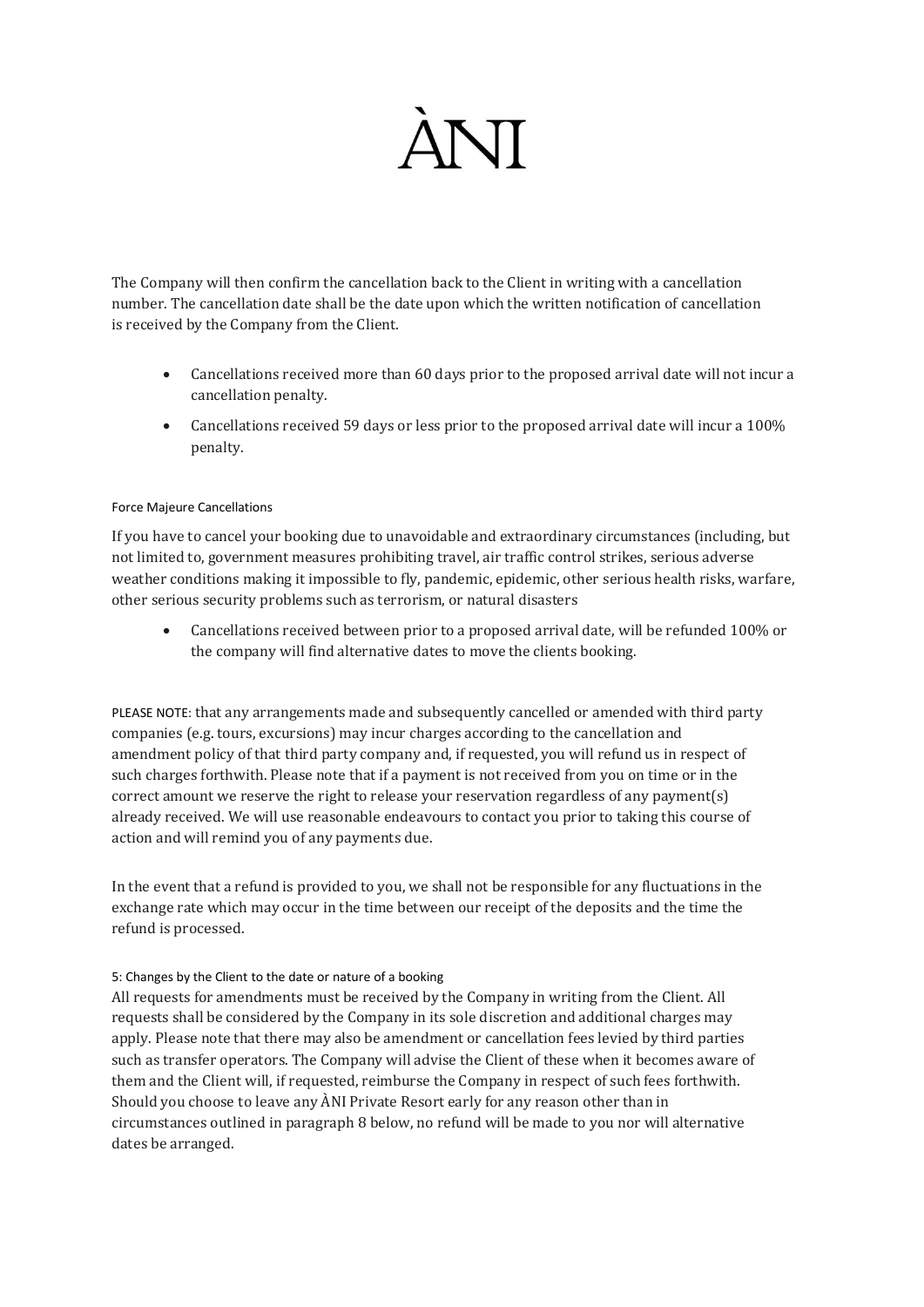The Company will then confirm the cancellation back to the Client in writing with a cancellation number. The cancellation date shall be the date upon which the written notification of cancellation is received by the Company from the Client.

- Cancellations received more than 60 days prior to the proposed arrival date will not incur a cancellation penalty.
- Cancellations received 59 days or less prior to the proposed arrival date will incur a 100% penalty.

Force Majeure Cancellations

If you have to cancel your booking due to unavoidable and extraordinary circumstances (including, but not limited to, government measures prohibiting travel, air traffic control strikes, serious adverse weather conditions making it impossible to fly, pandemic, epidemic, other serious health risks, warfare, other serious security problems such as terrorism, or natural disasters

- Cancellations received between prior to a proposed arrival date, will be refunded 100% or the company will find alternative dates to move the clients booking.

PLEASE NOTE: that any arrangements made and subsequently cancelled or amended with third party companies (e.g. tours, excursions) may incur charges according to the cancellation and amendment policy of that third party company and, if requested, you will refund us in respect of such charges forthwith. Please note that if a payment is not received from you on time or in the correct amount we reserve the right to release your reservation regardless of any payment(s) already received. We will use reasonable endeavours to contact you prior to taking this course of action and will remind you of any payments due.

In the event that a refund is provided to you, we shall not be responsible for any fluctuations in the exchange rate which may occur in the time between our receipt of the deposits and the time the refund is processed.

5: Changes by the Client to the date or nature of a booking

All requests for amendments must be received by the Company in writing from the Client. All requests shall be considered by the Company in its sole discretion and additional charges may apply. Please note that there may also be amendment or cancellation fees levied by third parties such as transfer operators. The Company will advise the Client of these when it becomes aware of them and the Client will, if requested, reimburse the Company in respect of such fees forthwith. Should you choose to leave any ÀNI Private Resort early for any reason other than in circumstances outlined in paragraph 8 below, no refund will be made to you nor will alternative dates be arranged.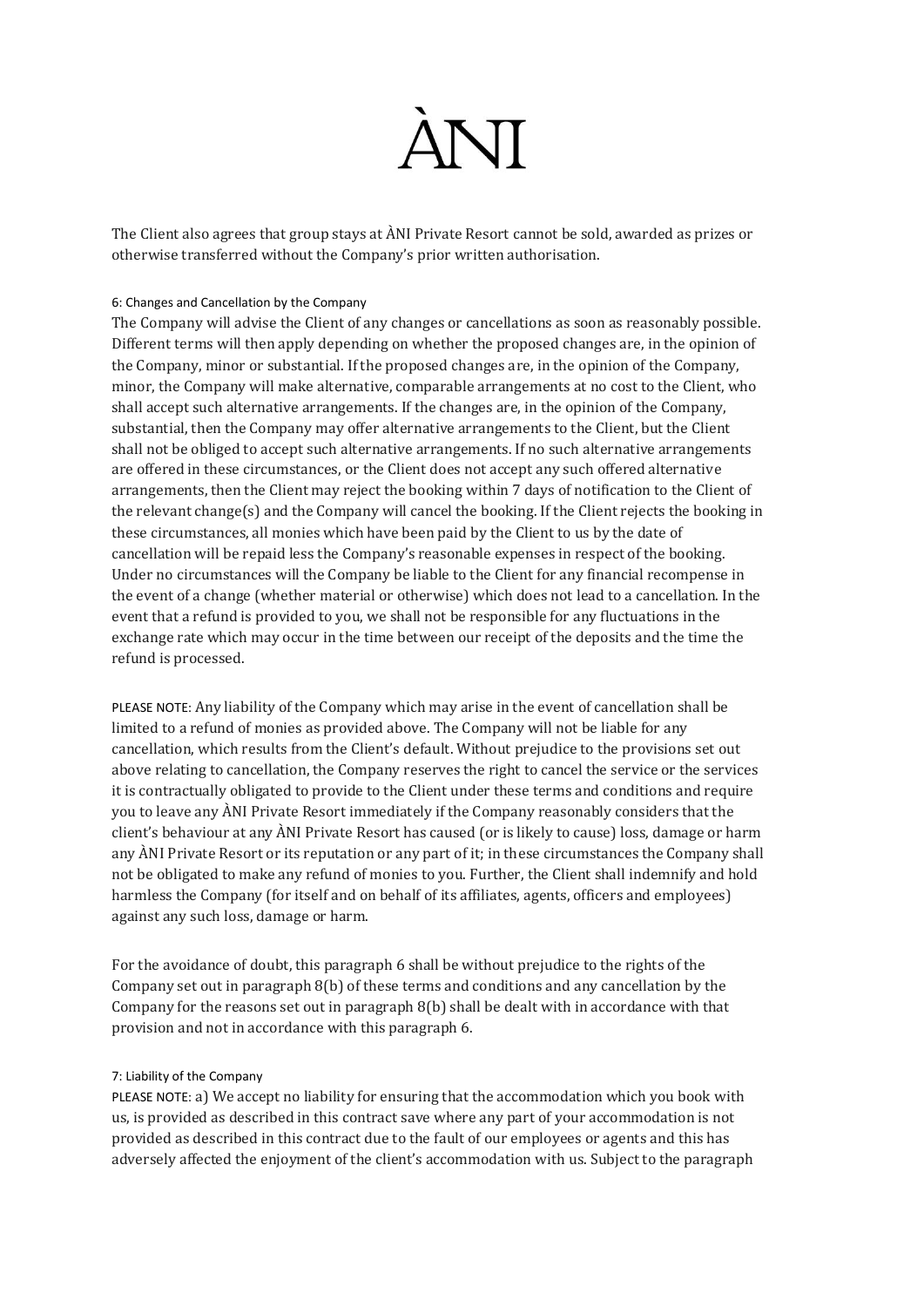The Client also agrees that group stays at ÀNI Private Resort cannot be sold, awarded as prizes or otherwise transferred without the Company's prior written authorisation.

### 6: Changes and Cancellation by the Company

The Company will advise the Client of any changes or cancellations as soon as reasonably possible. Different terms will then apply depending on whether the proposed changes are, in the opinion of the Company, minor or substantial. If the proposed changes are, in the opinion of the Company, minor, the Company will make alternative, comparable arrangements at no cost to the Client, who shall accept such alternative arrangements. If the changes are, in the opinion of the Company, substantial, then the Company may offer alternative arrangements to the Client, but the Client shall not be obliged to accept such alternative arrangements. If no such alternative arrangements are offered in these circumstances, or the Client does not accept any such offered alternative arrangements, then the Client may reject the booking within 7 days of notification to the Client of the relevant change(s) and the Company will cancel the booking. If the Client rejects the booking in these circumstances, all monies which have been paid by the Client to us by the date of cancellation will be repaid less the Company's reasonable expenses in respect of the booking. Under no circumstances will the Company be liable to the Client for any financial recompense in the event of a change (whether material or otherwise) which does not lead to a cancellation. In the event that a refund is provided to you, we shall not be responsible for any fluctuations in the exchange rate which may occur in the time between our receipt of the deposits and the time the refund is processed.

PLEASE NOTE: Any liability of the Company which may arise in the event of cancellation shall be limited to a refund of monies as provided above. The Company will not be liable for any cancellation, which results from the Client's default. Without prejudice to the provisions set out above relating to cancellation, the Company reserves the right to cancel the service or the services it is contractually obligated to provide to the Client under these terms and conditions and require you to leave any ÀNI Private Resort immediately if the Company reasonably considers that the client's behaviour at any ÀNI Private Resort has caused (or is likely to cause) loss, damage or harm any ÀNI Private Resort or its reputation or any part of it; in these circumstances the Company shall not be obligated to make any refund of monies to you. Further, the Client shall indemnify and hold harmless the Company (for itself and on behalf of its affiliates, agents, officers and employees) against any such loss, damage or harm.

For the avoidance of doubt, this paragraph 6 shall be without prejudice to the rights of the Company set out in paragraph 8(b) of these terms and conditions and any cancellation by the Company for the reasons set out in paragraph 8(b) shall be dealt with in accordance with that provision and not in accordance with this paragraph 6.

### 7: Liability of the Company

PLEASE NOTE: a) We accept no liability for ensuring that the accommodation which you book with us, is provided as described in this contract save where any part of your accommodation is not provided as described in this contract due to the fault of our employees or agents and this has adversely affected the enjoyment of the client's accommodation with us. Subject to the paragraph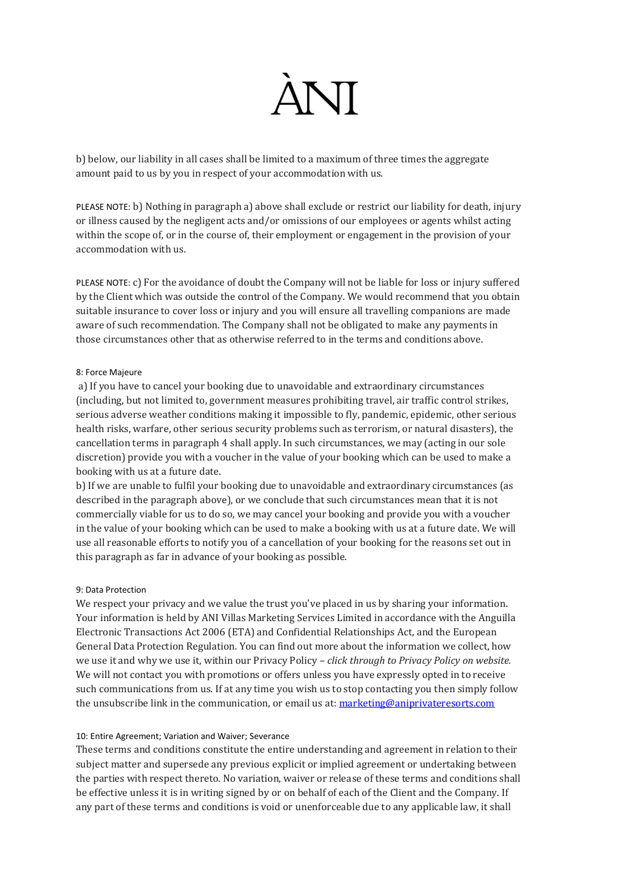b) below, our liability in all cases shall be limited to a maximum of three times the aggregate amount paid to us by you in respect of your accommodation with us.

PLEASE NOTE: b) Nothing in paragraph a) above shall exclude or restrict our liability for death, injury or illness caused by the negligent acts and/or omissions of our employees or agents whilst acting within the scope of, or in the course of, their employment or engagement in the provision of your accommodation with us.

PLEASE NOTE: c) For the avoidance of doubt the Company will not be liable for loss or injury suffered by the Client which was outside the control of the Company. We would recommend that you obtain suitable insurance to cover loss or injury and you will ensure all travelling companions are made aware of such recommendation. The Company shall not be obligated to make any payments in those circumstances other that as otherwise referred to in the terms and conditions above.

8: Force Majeure

a) If you have to cancel your booking due to unavoidable and extraordinary circumstances (including, but not limited to, government measures prohibiting travel, air traffic control strikes, serious adverse weather conditions making it impossible to fly, pandemic, epidemic, other serious health risks, warfare, other serious security problems such as terrorism, or natural disasters), the cancellation terms in paragraph 4 shall apply. In such circumstances, we may (acting in our sole discretion) provide you with a voucher in the value of your booking which can be used to make a booking with us at a future date.

b) If we are unable to fulfil your booking due to unavoidable and extraordinary circumstances (as described in the paragraph above), or we conclude that such circumstances mean that it is not commercially viable for us to do so, we may cancel your booking and provide you with a voucher in the value of your booking which can be used to make a booking with us at a future date. We will use all reasonable efforts to notify you of a cancellation of your booking for the reasons set out in this paragraph as far in advance of your booking as possible.

9: Data Protection

We respect your privacy and we value the trust you've placed in us by sharing your information. Your information is held by ANI Villas Marketing Services Limited in accordance with the Anguilla Electronic Transactions Act 2006 (ETA) and Confidential Relationships Act, and the European General Data Protection Regulation. You can find out more about the information we collect, how we use it and why we use it, within our Privacy Policy – *click through to Privacy Policy on website.* We will not contact you with promotions or offers unless you have expressly opted in to receive such communications from us. If at any time you wish us to stop contacting you then simply follow the unsubscribe link in the communication, or email us at: [marketing@aniprivateresorts.com](mailto:marketing@aniprivateresorts.com)

10: Entire Agreement; Variation and Waiver; Severance

These terms and conditions constitute the entire understanding and agreement in relation to their subject matter and supersede any previous explicit or implied agreement or undertaking between the parties with respect thereto. No variation, waiver or release of these terms and conditions shall be effective unless it is in writing signed by or on behalf of each of the Client and the Company. If any part of these terms and conditions is void or unenforceable due to any applicable law, it shall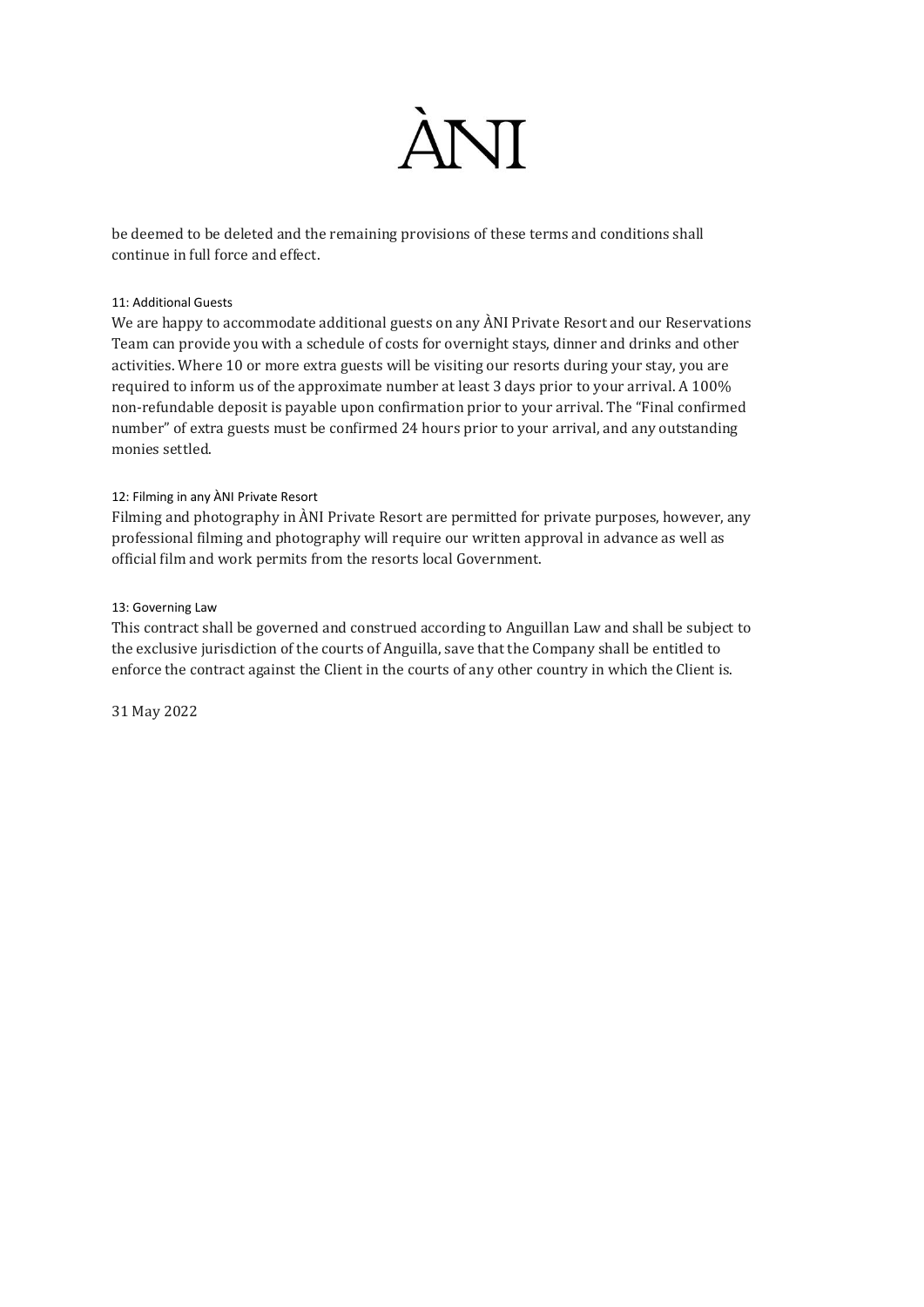be deemed to be deleted and the remaining provisions of these terms and conditions shall continue in full force and effect.

### 11: Additional Guests

We are happy to accommodate additional guests on any ÀNI Private Resort and our Reservations Team can provide you with a schedule of costs for overnight stays, dinner and drinks and other activities. Where 10 or more extra guests will be visiting our resorts during your stay, you are required to inform us of the approximate number at least 3 days prior to your arrival. A 100% non-refundable deposit is payable upon confirmation prior to your arrival. The "Final confirmed number" of extra guests must be confirmed 24 hours prior to your arrival, and any outstanding monies settled.

### 12: Filming in any ÀNI Private Resort

Filming and photography in ÀNI Private Resort are permitted for private purposes, however, any professional filming and photography will require our written approval in advance as well as official film and work permits from the resorts local Government.

### 13: Governing Law

This contract shall be governed and construed according to Anguillan Law and shall be subject to the exclusive jurisdiction of the courts of Anguilla, save that the Company shall be entitled to enforce the contract against the Client in the courts of any other country in which the Client is.

31 May 2022